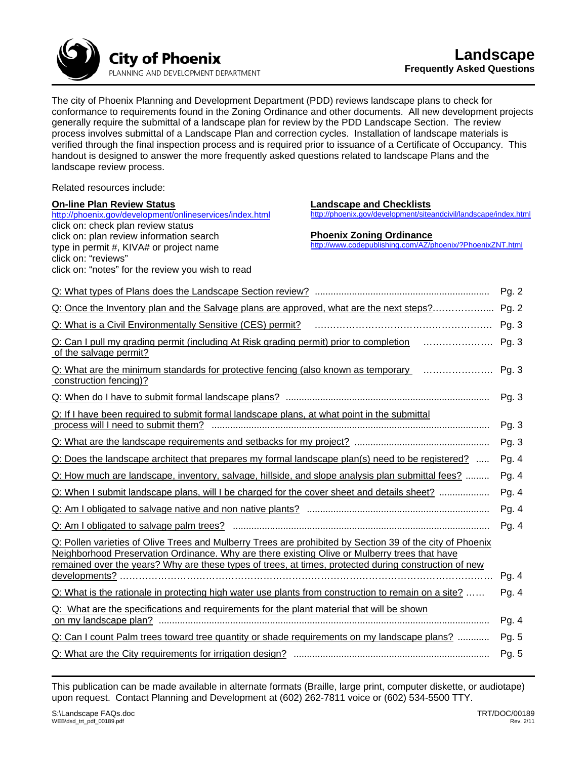**City of Phoenix**
PLANNING AND DEVELOPMENT DEPARTMENT

# Landscape

## Frequently Asked Questions

The city of Phoenix Planning and Development Department (PDD) reviews landscape plans to check for conformance to requirements found in the Zoning Ordinance and other documents. All new development projects generally require the submittal of a landscape plan for review by the PDD Landscape Section. The review process involves submittal of a Landscape Plan and correction cycles. Installation of landscape materials is verified through the final inspection process and is required prior to issuance of a Certificate of Occupancy. This handout is designed to answer the more frequently asked questions related to landscape Plans and the landscape review process.

Related resources include:

**On-line Plan Review Status**
http://phoenix.gov/development/onlineservices/index.html
click on: check plan review status
click on: plan review information search
type in permit #, KIVA# or project name
click on: "reviews"
click on: "notes" for the review you wish to read

**Landscape and Checklists**
http://phoenix.gov/development/siteandcivil/landscape/index.html

**Phoenix Zoning Ordinance**
http://www.codepublishing.com/AZ/phoenix/?PhoenixZNT.html

| Question | Page |
|---|---|
| Q: What types of Plans does the Landscape Section review? | Pg. 2 |
| Q: Once the Inventory plan and the Salvage plans are approved, what are the next steps? | Pg. 2 |
| Q: What is a Civil Environmentally Sensitive (CES) permit? | Pg. 3 |
| Q: Can I pull my grading permit (including At Risk grading permit) prior to completion of the salvage permit? | Pg. 3 |
| Q: What are the minimum standards for protective fencing (also known as temporary construction fencing)? | Pg. 3 |
| Q: When do I have to submit formal landscape plans? | Pg. 3 |
| Q: If I have been required to submit formal landscape plans, at what point in the submittal process will I need to submit them? | Pg. 3 |
| Q: What are the landscape requirements and setbacks for my project? | Pg. 3 |
| Q: Does the landscape architect that prepares my formal landscape plan(s) need to be registered? | Pg. 4 |
| Q: How much are landscape, inventory, salvage, hillside, and slope analysis plan submittal fees? | Pg. 4 |
| Q: When I submit landscape plans, will I be charged for the cover sheet and details sheet? | Pg. 4 |
| Q: Am I obligated to salvage native and non native plants? | Pg. 4 |
| Q: Am I obligated to salvage palm trees? | Pg. 4 |
| Q: Pollen varieties of Olive Trees and Mulberry Trees are prohibited by Section 39 of the city of Phoenix Neighborhood Preservation Ordinance. Why are there existing Olive or Mulberry trees that have remained over the years? Why are these types of trees, at times, protected during construction of new developments? | Pg. 4 |
| Q: What is the rationale in protecting high water use plants from construction to remain on a site? | Pg. 4 |
| Q: What are the specifications and requirements for the plant material that will be shown on my landscape plan? | Pg. 4 |
| Q: Can I count Palm trees toward tree quantity or shade requirements on my landscape plans? | Pg. 5 |
| Q: What are the City requirements for irrigation design? | Pg. 5 |

This publication can be made available in alternate formats (Braille, large print, computer diskette, or audiotape) upon request. Contact Planning and Development at (602) 262-7811 voice or (602) 534-5500 TTY.

S:\Landscape FAQs.doc
WEB\dsd_trt_pdf_00189.pdf

TRT/DOC/00189
Rev. 2/11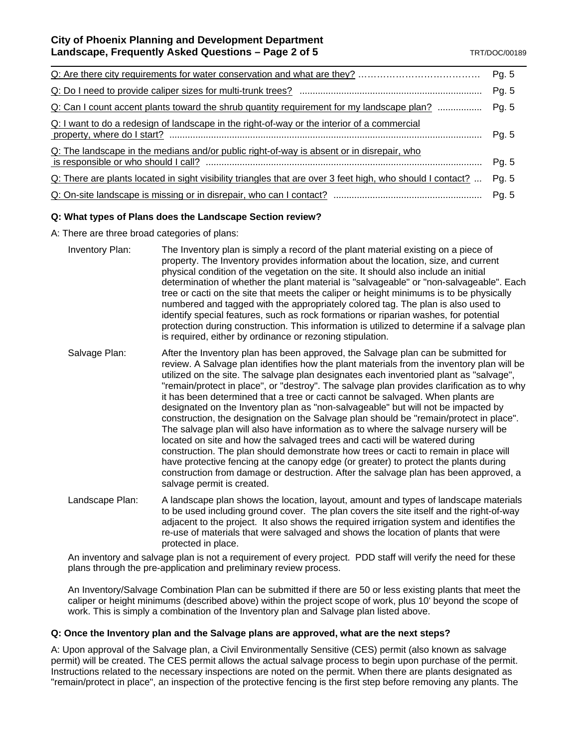| | |
|---|---|
| Q: Are there city requirements for water conservation and what are they? | Pg. 5 |
| Q: Do I need to provide caliper sizes for multi-trunk trees? | Pg. 5 |
| Q: Can I count accent plants toward the shrub quantity requirement for my landscape plan? | Pg. 5 |
| Q: I want to do a redesign of landscape in the right-of-way or the interior of a commercial property, where do I start? | Pg. 5 |
| Q: The landscape in the medians and/or public right-of-way is absent or in disrepair, who is responsible or who should I call? | Pg. 5 |
| Q: There are plants located in sight visibility triangles that are over 3 feet high, who should I contact? | Pg. 5 |
| Q: On-site landscape is missing or in disrepair, who can I contact? | Pg. 5 |

**Q: What types of Plans does the Landscape Section review?**

A: There are three broad categories of plans:

**Inventory Plan:** The Inventory plan is simply a record of the plant material existing on a piece of property. The Inventory provides information about the location, size, and current physical condition of the vegetation on the site. It should also include an initial determination of whether the plant material is "salvageable" or "non-salvageable". Each tree or cacti on the site that meets the caliper or height minimums is to be physically numbered and tagged with the appropriately colored tag. The plan is also used to identify special features, such as rock formations or riparian washes, for potential protection during construction. This information is utilized to determine if a salvage plan is required, either by ordinance or rezoning stipulation.

**Salvage Plan:** After the Inventory plan has been approved, the Salvage plan can be submitted for review. A Salvage plan identifies how the plant materials from the inventory plan will be utilized on the site. The salvage plan designates each inventoried plant as "salvage", "remain/protect in place", or "destroy". The salvage plan provides clarification as to why it has been determined that a tree or cacti cannot be salvaged. When plants are designated on the Inventory plan as "non-salvageable" but will not be impacted by construction, the designation on the Salvage plan should be "remain/protect in place". The salvage plan will also have information as to where the salvage nursery will be located on site and how the salvaged trees and cacti will be watered during construction. The plan should demonstrate how trees or cacti to remain in place will have protective fencing at the canopy edge (or greater) to protect the plants during construction from damage or destruction. After the salvage plan has been approved, a salvage permit is created.

**Landscape Plan:** A landscape plan shows the location, layout, amount and types of landscape materials to be used including ground cover. The plan covers the site itself and the right-of-way adjacent to the project. It also shows the required irrigation system and identifies the re-use of materials that were salvaged and shows the location of plants that were protected in place.

An inventory and salvage plan is not a requirement of every project. PDD staff will verify the need for these plans through the pre-application and preliminary review process.

An Inventory/Salvage Combination Plan can be submitted if there are 50 or less existing plants that meet the caliper or height minimums (described above) within the project scope of work, plus 10' beyond the scope of work. This is simply a combination of the Inventory plan and Salvage plan listed above.

**Q: Once the Inventory plan and the Salvage plans are approved, what are the next steps?**

A: Upon approval of the Salvage plan, a Civil Environmentally Sensitive (CES) permit (also known as salvage permit) will be created. The CES permit allows the actual salvage process to begin upon purchase of the permit. Instructions related to the necessary inspections are noted on the permit. When there are plants designated as "remain/protect in place", an inspection of the protective fencing is the first step before removing any plants. The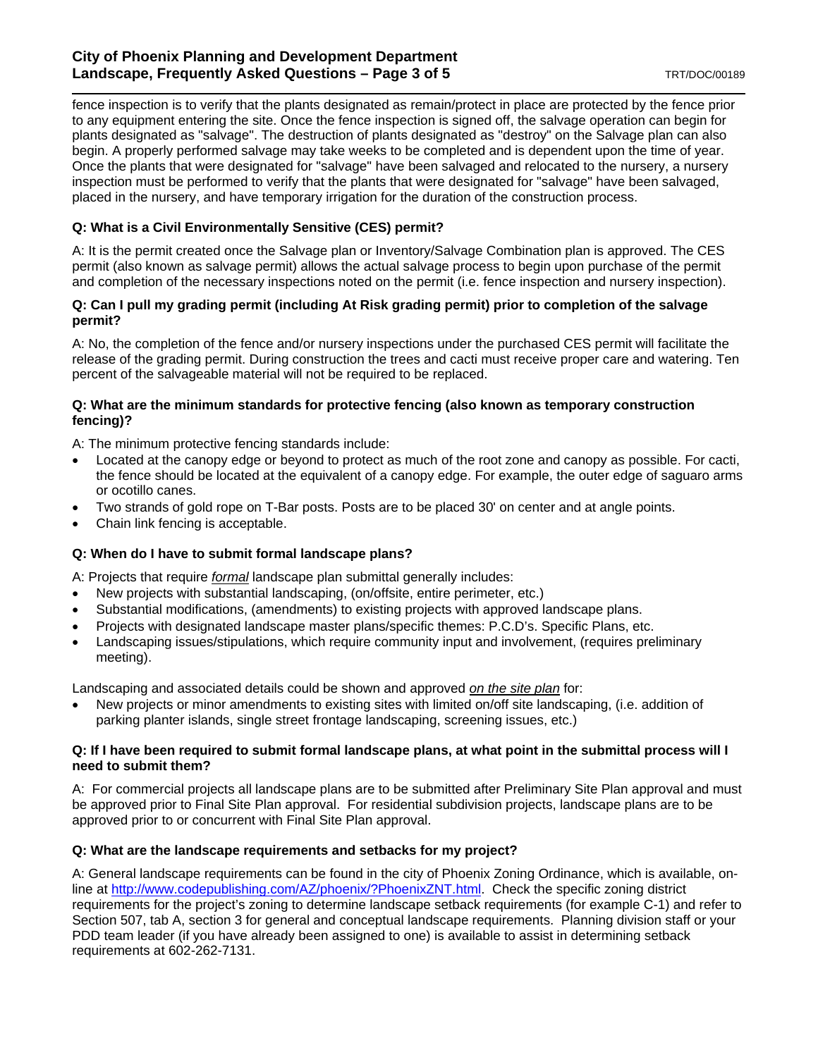fence inspection is to verify that the plants designated as remain/protect in place are protected by the fence prior to any equipment entering the site. Once the fence inspection is signed off, the salvage operation can begin for plants designated as "salvage". The destruction of plants designated as "destroy" on the Salvage plan can also begin. A properly performed salvage may take weeks to be completed and is dependent upon the time of year. Once the plants that were designated for "salvage" have been salvaged and relocated to the nursery, a nursery inspection must be performed to verify that the plants that were designated for "salvage" have been salvaged, placed in the nursery, and have temporary irrigation for the duration of the construction process.

**Q: What is a Civil Environmentally Sensitive (CES) permit?**

A: It is the permit created once the Salvage plan or Inventory/Salvage Combination plan is approved. The CES permit (also known as salvage permit) allows the actual salvage process to begin upon purchase of the permit and completion of the necessary inspections noted on the permit (i.e. fence inspection and nursery inspection).

**Q: Can I pull my grading permit (including At Risk grading permit) prior to completion of the salvage permit?**

A: No, the completion of the fence and/or nursery inspections under the purchased CES permit will facilitate the release of the grading permit. During construction the trees and cacti must receive proper care and watering. Ten percent of the salvageable material will not be required to be replaced.

**Q: What are the minimum standards for protective fencing (also known as temporary construction fencing)?**

A: The minimum protective fencing standards include:

- Located at the canopy edge or beyond to protect as much of the root zone and canopy as possible. For cacti, the fence should be located at the equivalent of a canopy edge. For example, the outer edge of saguaro arms or ocotillo canes.
- Two strands of gold rope on T-Bar posts. Posts are to be placed 30' on center and at angle points.
- Chain link fencing is acceptable.

**Q: When do I have to submit formal landscape plans?**

A: Projects that require *formal* landscape plan submittal generally includes:

- New projects with substantial landscaping, (on/offsite, entire perimeter, etc.)
- Substantial modifications, (amendments) to existing projects with approved landscape plans.
- Projects with designated landscape master plans/specific themes: P.C.D's. Specific Plans, etc.
- Landscaping issues/stipulations, which require community input and involvement, (requires preliminary meeting).

Landscaping and associated details could be shown and approved *on the site plan* for:

- New projects or minor amendments to existing sites with limited on/off site landscaping, (i.e. addition of parking planter islands, single street frontage landscaping, screening issues, etc.)

**Q: If I have been required to submit formal landscape plans, at what point in the submittal process will I need to submit them?**

A: For commercial projects all landscape plans are to be submitted after Preliminary Site Plan approval and must be approved prior to Final Site Plan approval. For residential subdivision projects, landscape plans are to be approved prior to or concurrent with Final Site Plan approval.

**Q: What are the landscape requirements and setbacks for my project?**

A: General landscape requirements can be found in the city of Phoenix Zoning Ordinance, which is available, on-line at http://www.codepublishing.com/AZ/phoenix/?PhoenixZNT.html. Check the specific zoning district requirements for the project's zoning to determine landscape setback requirements (for example C-1) and refer to Section 507, tab A, section 3 for general and conceptual landscape requirements. Planning division staff or your PDD team leader (if you have already been assigned to one) is available to assist in determining setback requirements at 602-262-7131.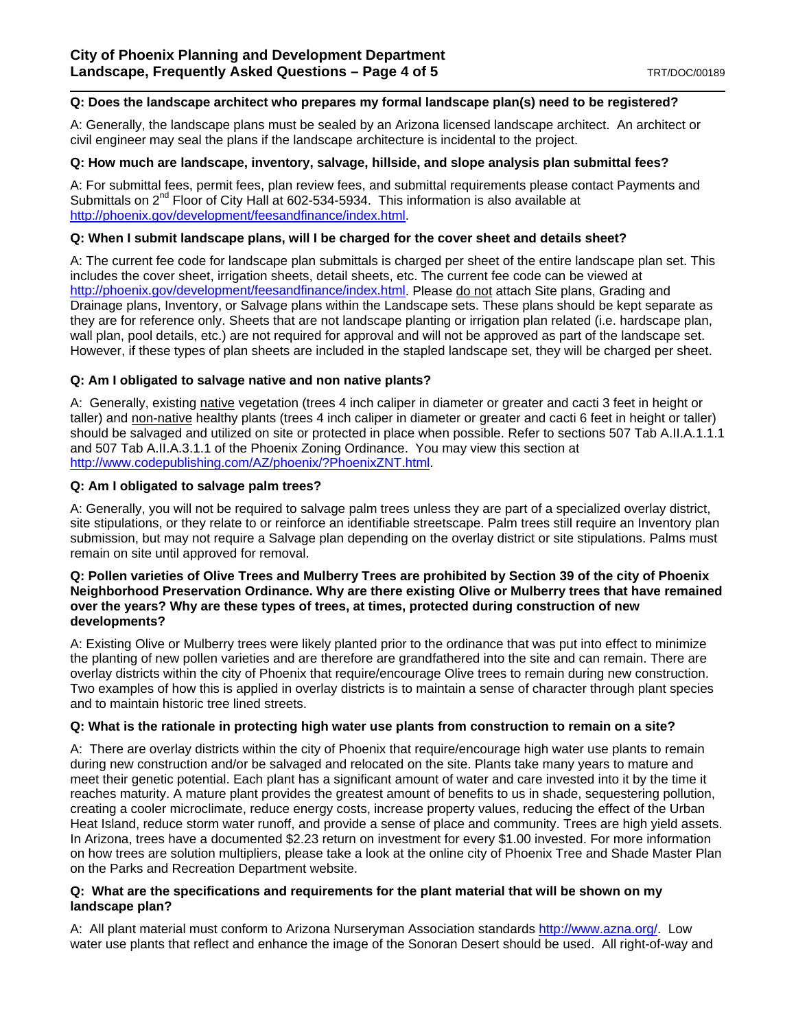**Q: Does the landscape architect who prepares my formal landscape plan(s) need to be registered?**

A: Generally, the landscape plans must be sealed by an Arizona licensed landscape architect. An architect or civil engineer may seal the plans if the landscape architecture is incidental to the project.

**Q: How much are landscape, inventory, salvage, hillside, and slope analysis plan submittal fees?**

A: For submittal fees, permit fees, plan review fees, and submittal requirements please contact Payments and Submittals on 2nd Floor of City Hall at 602-534-5934. This information is also available at http://phoenix.gov/development/feesandfinance/index.html.

**Q: When I submit landscape plans, will I be charged for the cover sheet and details sheet?**

A: The current fee code for landscape plan submittals is charged per sheet of the entire landscape plan set. This includes the cover sheet, irrigation sheets, detail sheets, etc. The current fee code can be viewed at http://phoenix.gov/development/feesandfinance/index.html. Please do not attach Site plans, Grading and Drainage plans, Inventory, or Salvage plans within the Landscape sets. These plans should be kept separate as they are for reference only. Sheets that are not landscape planting or irrigation plan related (i.e. hardscape plan, wall plan, pool details, etc.) are not required for approval and will not be approved as part of the landscape set. However, if these types of plan sheets are included in the stapled landscape set, they will be charged per sheet.

**Q: Am I obligated to salvage native and non native plants?**

A: Generally, existing native vegetation (trees 4 inch caliper in diameter or greater and cacti 3 feet in height or taller) and non-native healthy plants (trees 4 inch caliper in diameter or greater and cacti 6 feet in height or taller) should be salvaged and utilized on site or protected in place when possible. Refer to sections 507 Tab A.II.A.1.1.1 and 507 Tab A.II.A.3.1.1 of the Phoenix Zoning Ordinance. You may view this section at http://www.codepublishing.com/AZ/phoenix/?PhoenixZNT.html.

**Q: Am I obligated to salvage palm trees?**

A: Generally, you will not be required to salvage palm trees unless they are part of a specialized overlay district, site stipulations, or they relate to or reinforce an identifiable streetscape. Palm trees still require an Inventory plan submission, but may not require a Salvage plan depending on the overlay district or site stipulations. Palms must remain on site until approved for removal.

**Q: Pollen varieties of Olive Trees and Mulberry Trees are prohibited by Section 39 of the city of Phoenix Neighborhood Preservation Ordinance. Why are there existing Olive or Mulberry trees that have remained over the years? Why are these types of trees, at times, protected during construction of new developments?**

A: Existing Olive or Mulberry trees were likely planted prior to the ordinance that was put into effect to minimize the planting of new pollen varieties and are therefore are grandfathered into the site and can remain. There are overlay districts within the city of Phoenix that require/encourage Olive trees to remain during new construction. Two examples of how this is applied in overlay districts is to maintain a sense of character through plant species and to maintain historic tree lined streets.

**Q: What is the rationale in protecting high water use plants from construction to remain on a site?**

A: There are overlay districts within the city of Phoenix that require/encourage high water use plants to remain during new construction and/or be salvaged and relocated on the site. Plants take many years to mature and meet their genetic potential. Each plant has a significant amount of water and care invested into it by the time it reaches maturity. A mature plant provides the greatest amount of benefits to us in shade, sequestering pollution, creating a cooler microclimate, reduce energy costs, increase property values, reducing the effect of the Urban Heat Island, reduce storm water runoff, and provide a sense of place and community. Trees are high yield assets. In Arizona, trees have a documented $2.23 return on investment for every $1.00 invested. For more information on how trees are solution multipliers, please take a look at the online city of Phoenix Tree and Shade Master Plan on the Parks and Recreation Department website.

**Q: What are the specifications and requirements for the plant material that will be shown on my landscape plan?**

A: All plant material must conform to Arizona Nurseryman Association standards http://www.azna.org/. Low water use plants that reflect and enhance the image of the Sonoran Desert should be used. All right-of-way and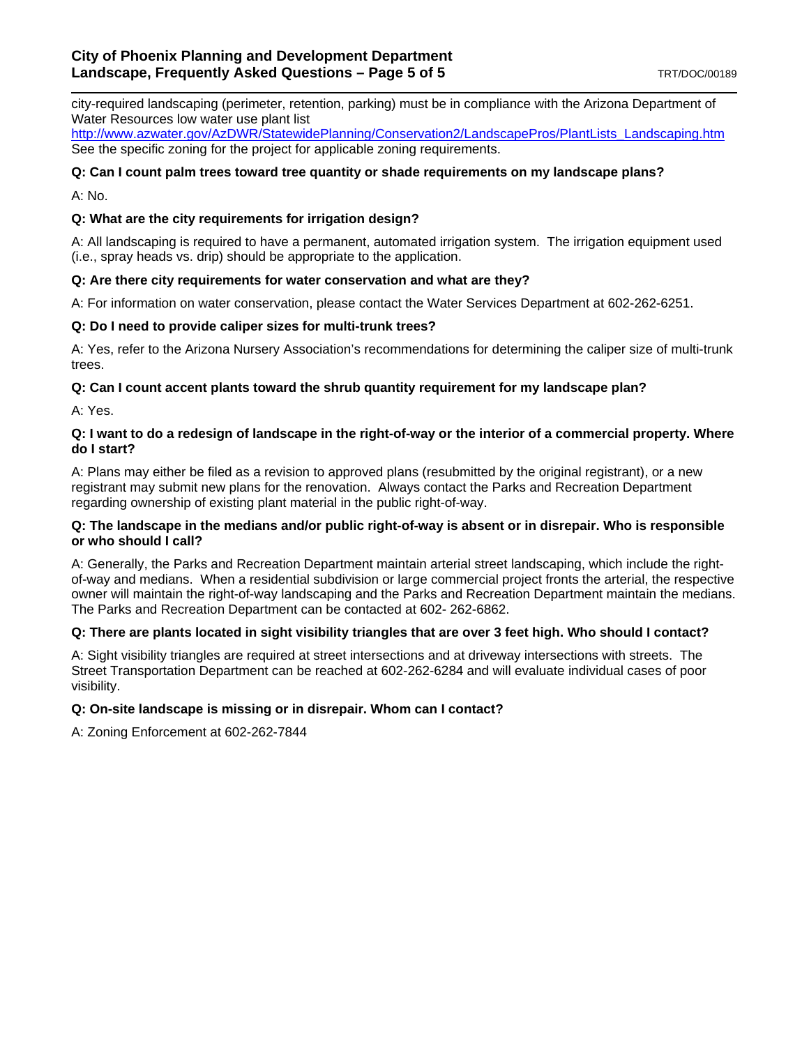city-required landscaping (perimeter, retention, parking) must be in compliance with the Arizona Department of Water Resources low water use plant list http://www.azwater.gov/AzDWR/StatewidePlanning/Conservation2/LandscapePros/PlantLists_Landscaping.htm See the specific zoning for the project for applicable zoning requirements.

**Q: Can I count palm trees toward tree quantity or shade requirements on my landscape plans?**

A: No.

**Q: What are the city requirements for irrigation design?**

A: All landscaping is required to have a permanent, automated irrigation system. The irrigation equipment used (i.e., spray heads vs. drip) should be appropriate to the application.

**Q: Are there city requirements for water conservation and what are they?**

A: For information on water conservation, please contact the Water Services Department at 602-262-6251.

**Q: Do I need to provide caliper sizes for multi-trunk trees?**

A: Yes, refer to the Arizona Nursery Association's recommendations for determining the caliper size of multi-trunk trees.

**Q: Can I count accent plants toward the shrub quantity requirement for my landscape plan?**

A: Yes.

**Q: I want to do a redesign of landscape in the right-of-way or the interior of a commercial property. Where do I start?**

A: Plans may either be filed as a revision to approved plans (resubmitted by the original registrant), or a new registrant may submit new plans for the renovation. Always contact the Parks and Recreation Department regarding ownership of existing plant material in the public right-of-way.

**Q: The landscape in the medians and/or public right-of-way is absent or in disrepair. Who is responsible or who should I call?**

A: Generally, the Parks and Recreation Department maintain arterial street landscaping, which include the right-of-way and medians. When a residential subdivision or large commercial project fronts the arterial, the respective owner will maintain the right-of-way landscaping and the Parks and Recreation Department maintain the medians. The Parks and Recreation Department can be contacted at 602- 262-6862.

**Q: There are plants located in sight visibility triangles that are over 3 feet high. Who should I contact?**

A: Sight visibility triangles are required at street intersections and at driveway intersections with streets. The Street Transportation Department can be reached at 602-262-6284 and will evaluate individual cases of poor visibility.

**Q: On-site landscape is missing or in disrepair. Whom can I contact?**

A: Zoning Enforcement at 602-262-7844